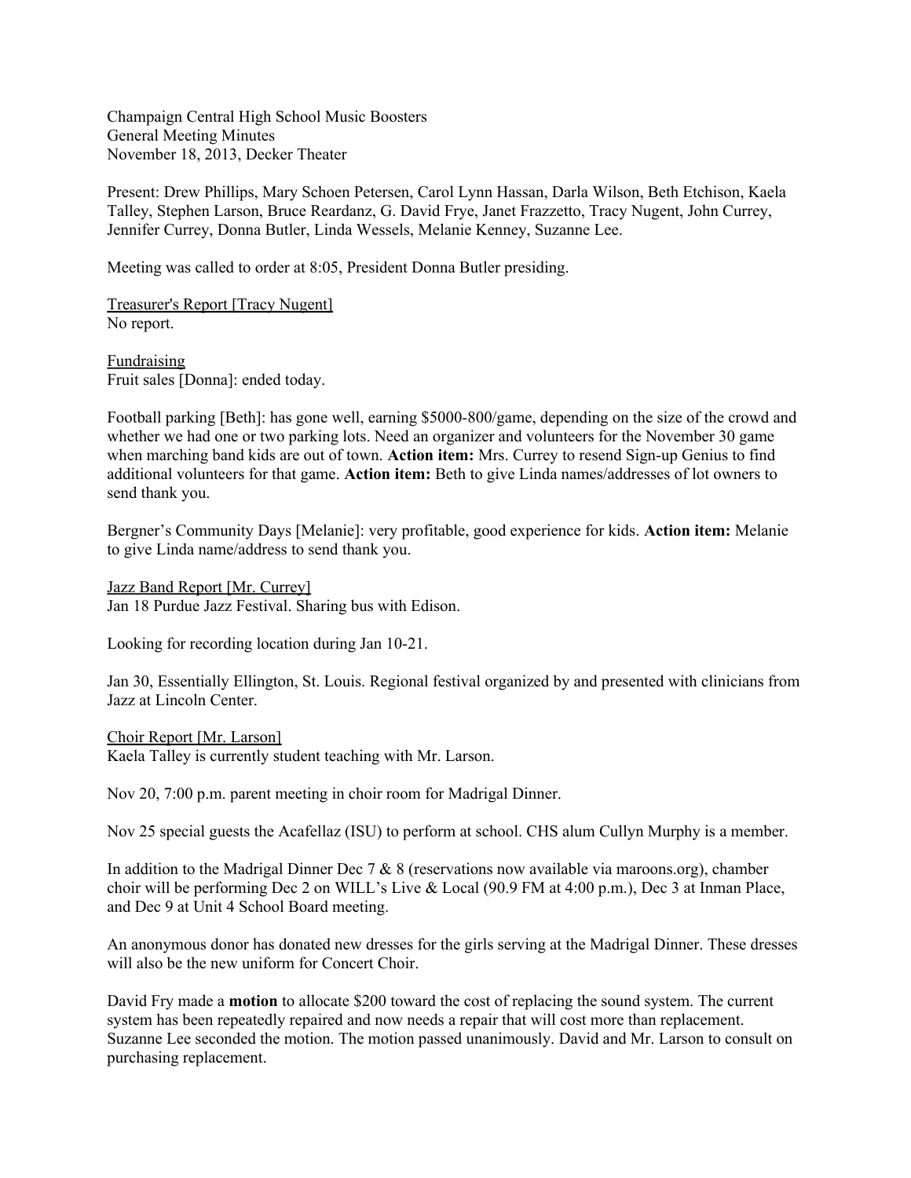Champaign Central High School Music Boosters
General Meeting Minutes
November 18, 2013, Decker Theater

Present: Drew Phillips, Mary Schoen Petersen, Carol Lynn Hassan, Darla Wilson, Beth Etchison, Kaela Talley, Stephen Larson, Bruce Reardanz, G. David Frye, Janet Frazzetto, Tracy Nugent, John Currey, Jennifer Currey, Donna Butler, Linda Wessels, Melanie Kenney, Suzanne Lee.

Meeting was called to order at 8:05, President Donna Butler presiding.

Treasurer's Report [Tracy Nugent]
No report.

Fundraising
Fruit sales [Donna]: ended today.

Football parking [Beth]: has gone well, earning $5000-800/game, depending on the size of the crowd and whether we had one or two parking lots. Need an organizer and volunteers for the November 30 game when marching band kids are out of town. **Action item:** Mrs. Currey to resend Sign-up Genius to find additional volunteers for that game. **Action item:** Beth to give Linda names/addresses of lot owners to send thank you.

Bergner's Community Days [Melanie]: very profitable, good experience for kids. **Action item:** Melanie to give Linda name/address to send thank you.

Jazz Band Report [Mr. Currey]
Jan 18 Purdue Jazz Festival. Sharing bus with Edison.

Looking for recording location during Jan 10-21.

Jan 30, Essentially Ellington, St. Louis. Regional festival organized by and presented with clinicians from Jazz at Lincoln Center.

Choir Report [Mr. Larson]
Kaela Talley is currently student teaching with Mr. Larson.

Nov 20, 7:00 p.m. parent meeting in choir room for Madrigal Dinner.

Nov 25 special guests the Acafellaz (ISU) to perform at school. CHS alum Cullyn Murphy is a member.

In addition to the Madrigal Dinner Dec 7 & 8 (reservations now available via maroons.org), chamber choir will be performing Dec 2 on WILL's Live & Local (90.9 FM at 4:00 p.m.), Dec 3 at Inman Place, and Dec 9 at Unit 4 School Board meeting.

An anonymous donor has donated new dresses for the girls serving at the Madrigal Dinner. These dresses will also be the new uniform for Concert Choir.

David Fry made a **motion** to allocate $200 toward the cost of replacing the sound system. The current system has been repeatedly repaired and now needs a repair that will cost more than replacement. Suzanne Lee seconded the motion. The motion passed unanimously. David and Mr. Larson to consult on purchasing replacement.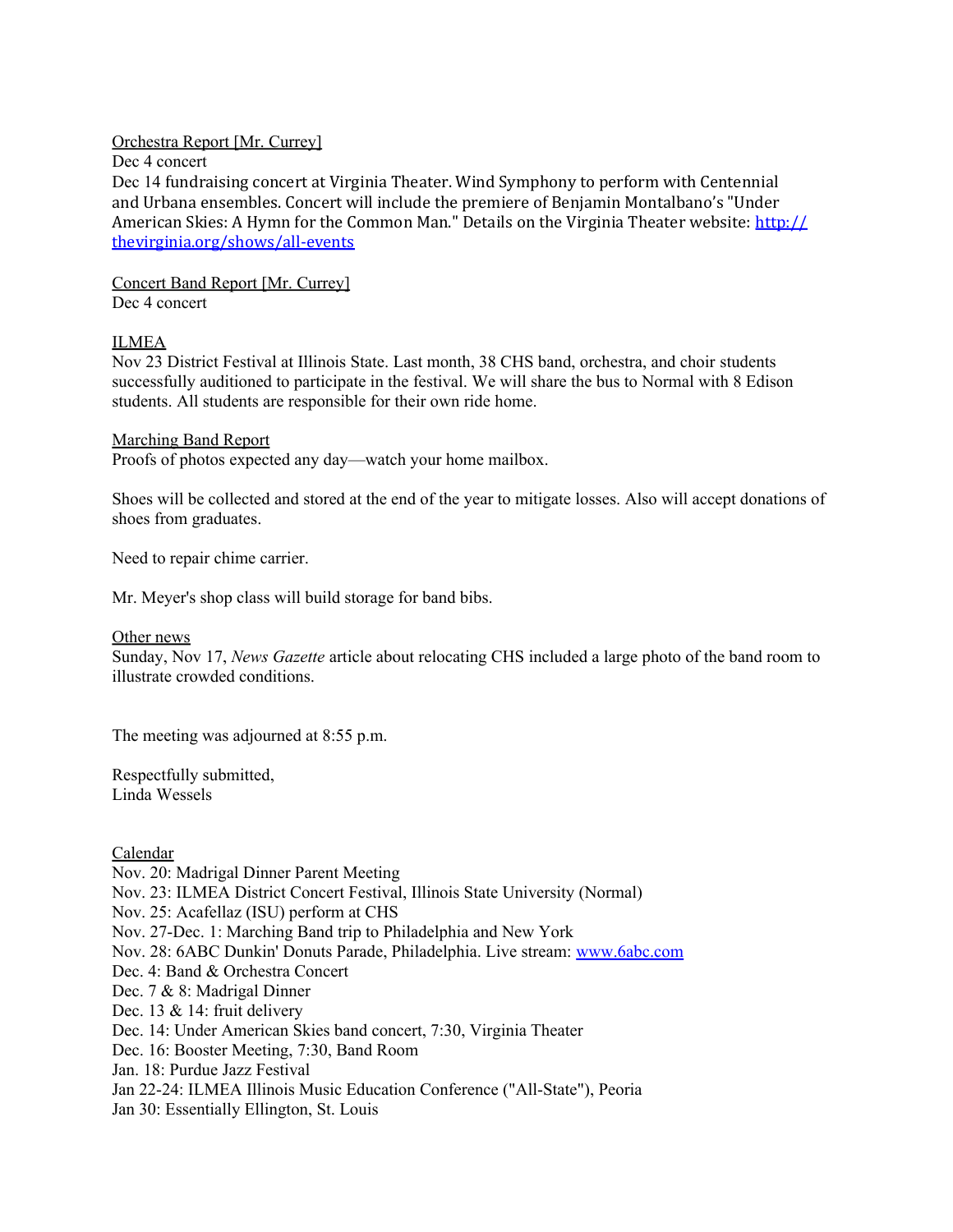Orchestra Report [Mr. Currey]

Dec 4 concert

Dec 14 fundraising concert at Virginia Theater. Wind Symphony to perform with Centennial and Urbana ensembles. Concert will include the premiere of Benjamin Montalbano's "Under American Skies: A Hymn for the Common Man." Details on the Virginia Theater website: http://thevirginia.org/shows/all-events

Concert Band Report [Mr. Currey]

Dec 4 concert

ILMEA

Nov 23 District Festival at Illinois State. Last month, 38 CHS band, orchestra, and choir students successfully auditioned to participate in the festival. We will share the bus to Normal with 8 Edison students. All students are responsible for their own ride home.

Marching Band Report

Proofs of photos expected any day—watch your home mailbox.

Shoes will be collected and stored at the end of the year to mitigate losses. Also will accept donations of shoes from graduates.

Need to repair chime carrier.

Mr. Meyer's shop class will build storage for band bibs.

Other news

Sunday, Nov 17, *News Gazette* article about relocating CHS included a large photo of the band room to illustrate crowded conditions.

The meeting was adjourned at 8:55 p.m.

Respectfully submitted,
Linda Wessels

Calendar

Nov. 20: Madrigal Dinner Parent Meeting
Nov. 23: ILMEA District Concert Festival, Illinois State University (Normal)
Nov. 25: Acafellaz (ISU) perform at CHS
Nov. 27-Dec. 1: Marching Band trip to Philadelphia and New York
Nov. 28: 6ABC Dunkin' Donuts Parade, Philadelphia. Live stream: www.6abc.com
Dec. 4: Band & Orchestra Concert
Dec. 7 & 8: Madrigal Dinner
Dec. 13 & 14: fruit delivery
Dec. 14: Under American Skies band concert, 7:30, Virginia Theater
Dec. 16: Booster Meeting, 7:30, Band Room
Jan. 18: Purdue Jazz Festival
Jan 22-24: ILMEA Illinois Music Education Conference ("All-State"), Peoria
Jan 30: Essentially Ellington, St. Louis